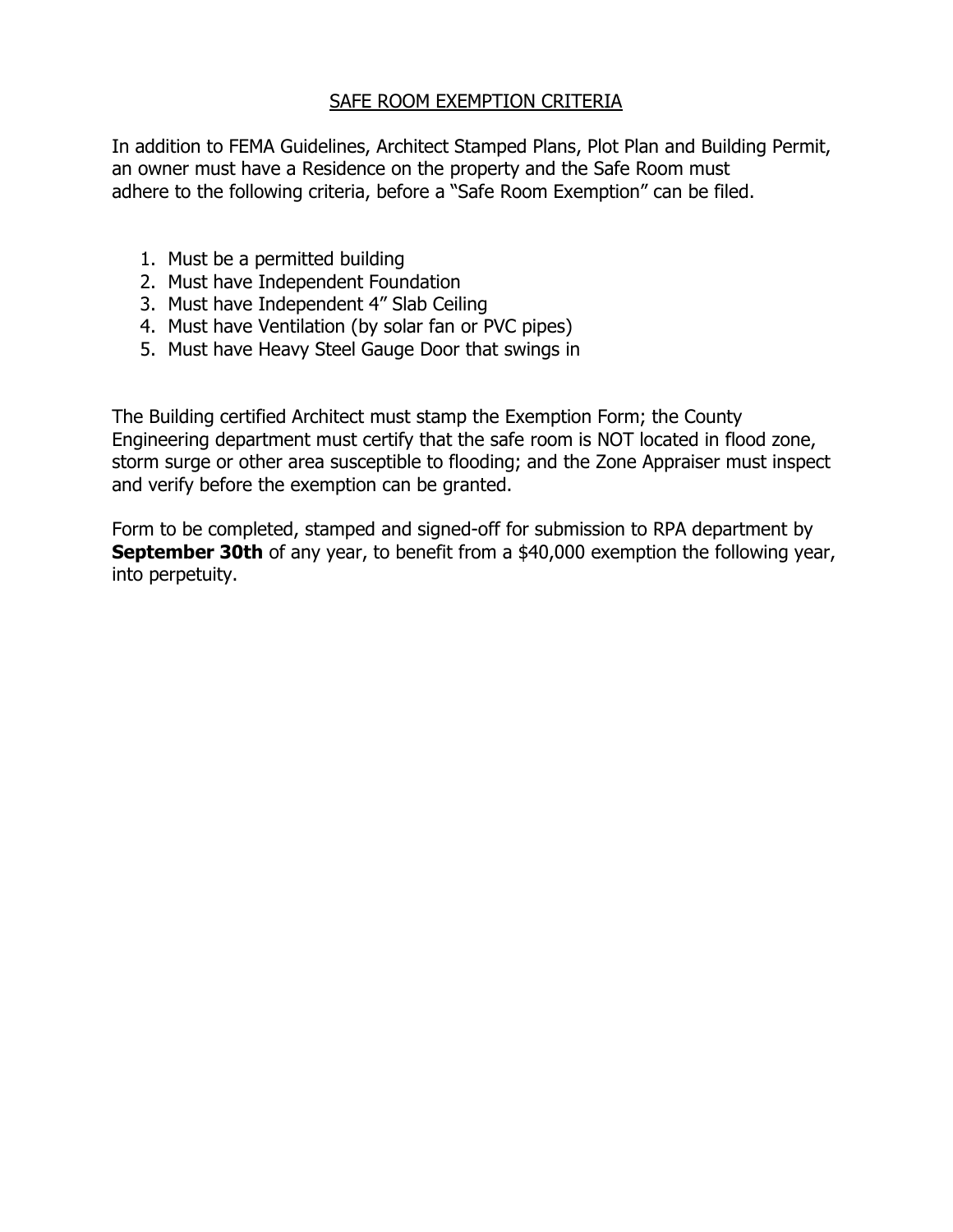# SAFE ROOM EXEMPTION CRITERIA

In addition to FEMA Guidelines, Architect Stamped Plans, Plot Plan and Building Permit, an owner must have a Residence on the property and the Safe Room must adhere to the following criteria, before a "Safe Room Exemption" can be filed.

1. Must be a permitted building
2. Must have Independent Foundation
3. Must have Independent 4" Slab Ceiling
4. Must have Ventilation (by solar fan or PVC pipes)
5. Must have Heavy Steel Gauge Door that swings in

The Building certified Architect must stamp the Exemption Form; the County Engineering department must certify that the safe room is NOT located in flood zone, storm surge or other area susceptible to flooding; and the Zone Appraiser must inspect and verify before the exemption can be granted.

Form to be completed, stamped and signed-off for submission to RPA department by **September 30th** of any year, to benefit from a $40,000 exemption the following year, into perpetuity.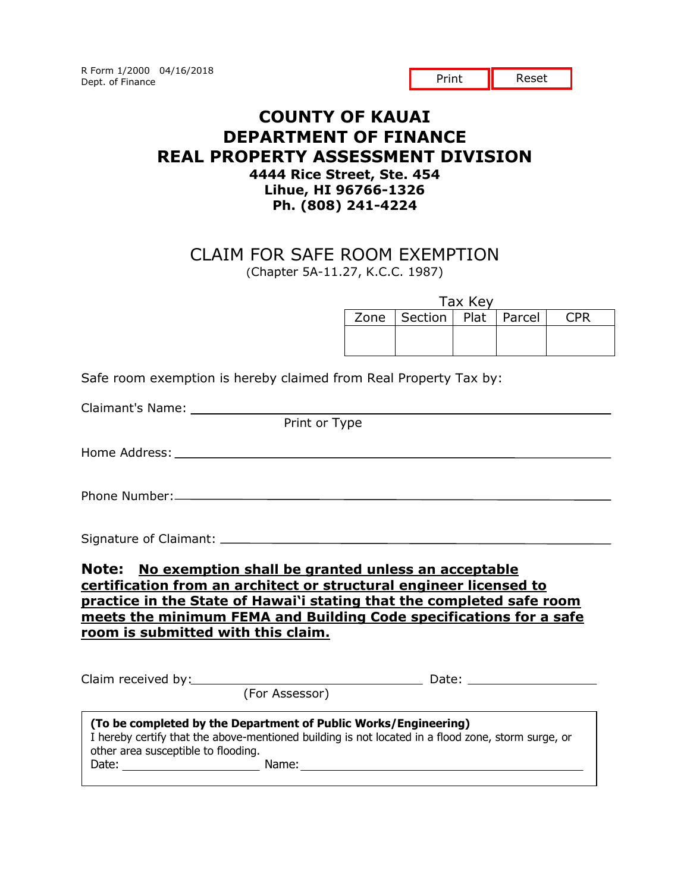R Form 1/2000 04/16/2018
Dept. of Finance

# COUNTY OF KAUAI
# DEPARTMENT OF FINANCE
# REAL PROPERTY ASSESSMENT DIVISION

**4444 Rice Street, Ste. 454**
**Lihue, HI 96766-1326**
**Ph. (808) 241-4224**

## CLAIM FOR SAFE ROOM EXEMPTION

(Chapter 5A-11.27, K.C.C. 1987)

Tax Key

| Zone | Section | Plat | Parcel | CPR |
|---|---|---|---|---|
| | | | | |

Safe room exemption is hereby claimed from Real Property Tax by:

Claimant's Name: ______________________________
Print or Type

Home Address: ______________________________

Phone Number: ______________________________

Signature of Claimant: ______________________________

**Note: No exemption shall be granted unless an acceptable certification from an architect or structural engineer licensed to practice in the State of Hawai'i stating that the completed safe room meets the minimum FEMA and Building Code specifications for a safe room is submitted with this claim.**

Claim received by: ______________________________ Date: ______________
(For Assessor)

**(To be completed by the Department of Public Works/Engineering)**
I hereby certify that the above-mentioned building is not located in a flood zone, storm surge, or other area susceptible to flooding.
Date: ______________ Name: ______________________________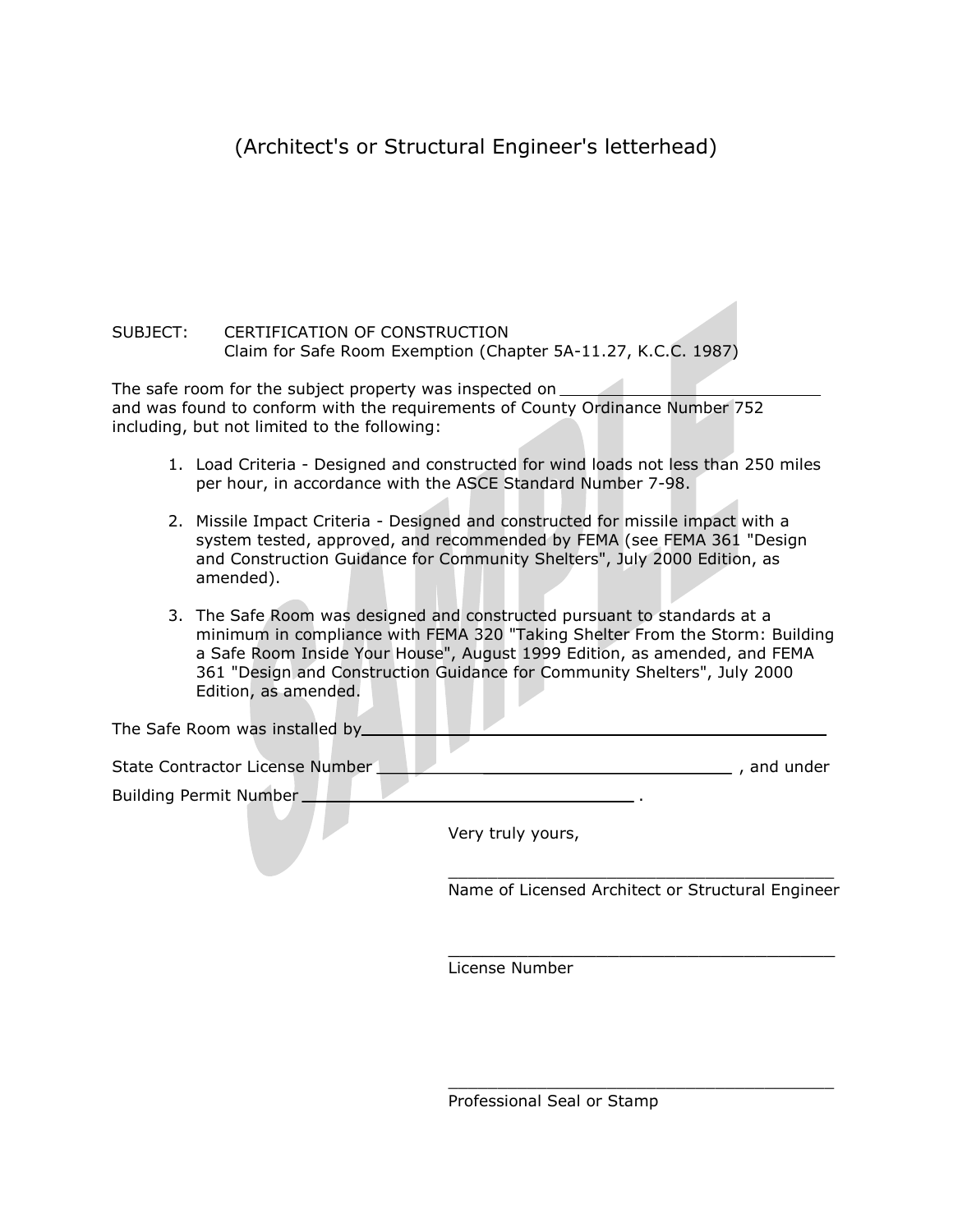(Architect's or Structural Engineer's letterhead)

SUBJECT: CERTIFICATION OF CONSTRUCTION
Claim for Safe Room Exemption (Chapter 5A-11.27, K.C.C. 1987)

The safe room for the subject property was inspected on ___________________________
and was found to conform with the requirements of County Ordinance Number 752
including, but not limited to the following:

1. Load Criteria - Designed and constructed for wind loads not less than 250 miles per hour, in accordance with the ASCE Standard Number 7-98.

2. Missile Impact Criteria - Designed and constructed for missile impact with a system tested, approved, and recommended by FEMA (see FEMA 361 "Design and Construction Guidance for Community Shelters", July 2000 Edition, as amended).

3. The Safe Room was designed and constructed pursuant to standards at a minimum in compliance with FEMA 320 "Taking Shelter From the Storm: Building a Safe Room Inside Your House", August 1999 Edition, as amended, and FEMA 361 "Design and Construction Guidance for Community Shelters", July 2000 Edition, as amended.

The Safe Room was installed by ______________________________________________

State Contractor License Number ____________________________________ , and under

Building Permit Number __________________________________ .

Very truly yours,

________________________________________
Name of Licensed Architect or Structural Engineer

________________________________________
License Number

________________________________________
Professional Seal or Stamp

SAMPLE